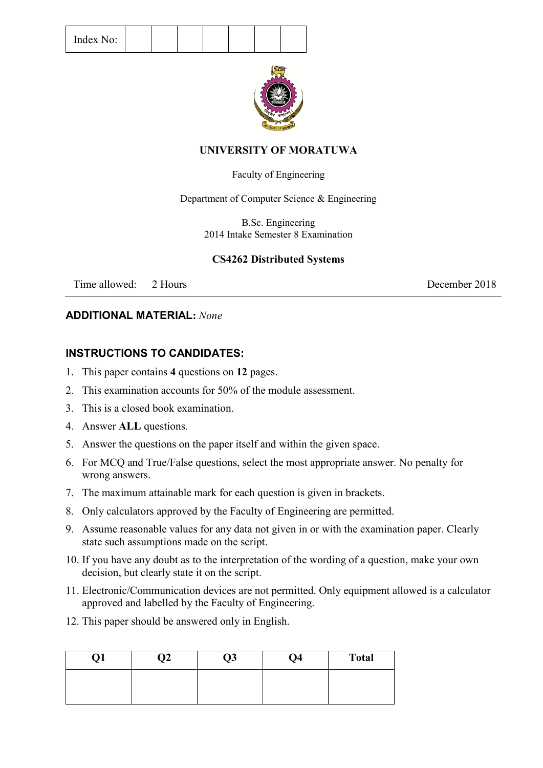| Index No: | | | | | | | |
|---|---|---|---|---|---|---|---|

**UNIVERSITY OF MORATUWA**

Faculty of Engineering

Department of Computer Science & Engineering

B.Sc. Engineering
2014 Intake Semester 8 Examination

**CS4262 Distributed Systems**

Time allowed: 2 Hours

December 2018

**ADDITIONAL MATERIAL:** *None*

**INSTRUCTIONS TO CANDIDATES:**

1. This paper contains **4** questions on **12** pages.
2. This examination accounts for 50% of the module assessment.
3. This is a closed book examination.
4. Answer **ALL** questions.
5. Answer the questions on the paper itself and within the given space.
6. For MCQ and True/False questions, select the most appropriate answer. No penalty for wrong answers.
7. The maximum attainable mark for each question is given in brackets.
8. Only calculators approved by the Faculty of Engineering are permitted.
9. Assume reasonable values for any data not given in or with the examination paper. Clearly state such assumptions made on the script.
10. If you have any doubt as to the interpretation of the wording of a question, make your own decision, but clearly state it on the script.
11. Electronic/Communication devices are not permitted. Only equipment allowed is a calculator approved and labelled by the Faculty of Engineering.
12. This paper should be answered only in English.

| Q1 | Q2 | Q3 | Q4 | Total |
|---|---|---|---|---|
| | | | | |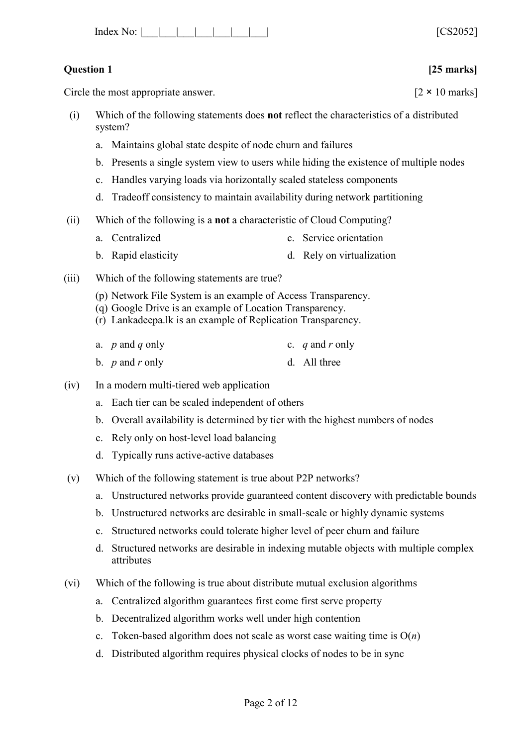Index No: |___|___|___|___|___|___|___|___| [CS2052]

**Question 1** **[25 marks]**

Circle the most appropriate answer. [2 × 10 marks]

(i) Which of the following statements does **not** reflect the characteristics of a distributed system?

a. Maintains global state despite of node churn and failures

b. Presents a single system view to users while hiding the existence of multiple nodes

c. Handles varying loads via horizontally scaled stateless components

d. Tradeoff consistency to maintain availability during network partitioning

(ii) Which of the following is a **not** a characteristic of Cloud Computing?

a. Centralized

b. Rapid elasticity

c. Service orientation

d. Rely on virtualization

(iii) Which of the following statements are true?

(p) Network File System is an example of Access Transparency.
(q) Google Drive is an example of Location Transparency.
(r) Lankadeepa.lk is an example of Replication Transparency.

a. *p* and *q* only

b. *p* and *r* only

c. *q* and *r* only

d. All three

(iv) In a modern multi-tiered web application

a. Each tier can be scaled independent of others

b. Overall availability is determined by tier with the highest numbers of nodes

c. Rely only on host-level load balancing

d. Typically runs active-active databases

(v) Which of the following statement is true about P2P networks?

a. Unstructured networks provide guaranteed content discovery with predictable bounds

b. Unstructured networks are desirable in small-scale or highly dynamic systems

c. Structured networks could tolerate higher level of peer churn and failure

d. Structured networks are desirable in indexing mutable objects with multiple complex attributes

(vi) Which of the following is true about distribute mutual exclusion algorithms

a. Centralized algorithm guarantees first come first serve property

b. Decentralized algorithm works well under high contention

c. Token-based algorithm does not scale as worst case waiting time is $O(n)$

d. Distributed algorithm requires physical clocks of nodes to be in sync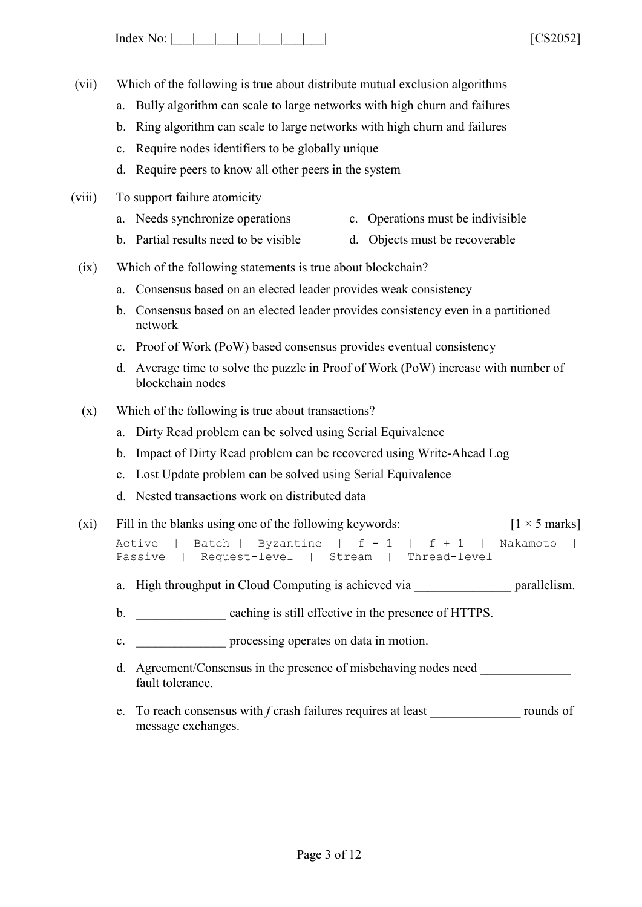(vii) Which of the following is true about distribute mutual exclusion algorithms

a. Bully algorithm can scale to large networks with high churn and failures
b. Ring algorithm can scale to large networks with high churn and failures
c. Require nodes identifiers to be globally unique
d. Require peers to know all other peers in the system

(viii) To support failure atomicity

a. Needs synchronize operations
b. Partial results need to be visible
c. Operations must be indivisible
d. Objects must be recoverable

(ix) Which of the following statements is true about blockchain?

a. Consensus based on an elected leader provides weak consistency
b. Consensus based on an elected leader provides consistency even in a partitioned network
c. Proof of Work (PoW) based consensus provides eventual consistency
d. Average time to solve the puzzle in Proof of Work (PoW) increase with number of blockchain nodes

(x) Which of the following is true about transactions?

a. Dirty Read problem can be solved using Serial Equivalence
b. Impact of Dirty Read problem can be recovered using Write-Ahead Log
c. Lost Update problem can be solved using Serial Equivalence
d. Nested transactions work on distributed data

(xi) Fill in the blanks using one of the following keywords: [1 × 5 marks]

```
Active | Batch | Byzantine | f - 1 | f + 1 | Nakamoto |
Passive | Request-level | Stream | Thread-level
```

a. High throughput in Cloud Computing is achieved via _______________ parallelism.
b. ______________ caching is still effective in the presence of HTTPS.
c. ______________ processing operates on data in motion.
d. Agreement/Consensus in the presence of misbehaving nodes need ______________ fault tolerance.
e. To reach consensus with *f* crash failures requires at least ______________ rounds of message exchanges.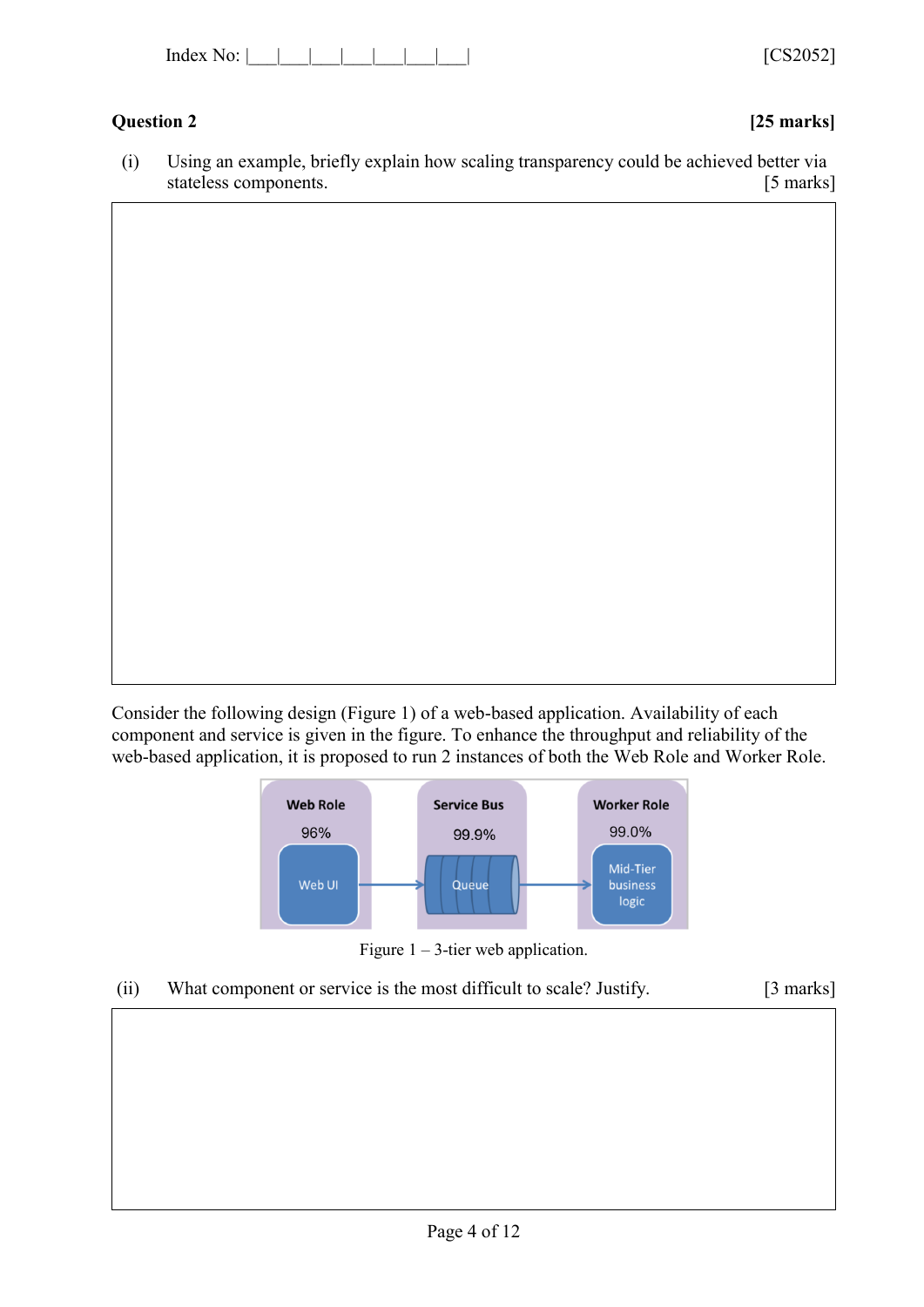Index No: |___|___|___|___|___|___|___|

[CS2052]

## Question 2 **[25 marks]**

(i) Using an example, briefly explain how scaling transparency could be achieved better via stateless components. [5 marks]

Consider the following design (Figure 1) of a web-based application. Availability of each component and service is given in the figure. To enhance the throughput and reliability of the web-based application, it is proposed to run 2 instances of both the Web Role and Worker Role.

Figure 1 – 3-tier web application.

(ii) What component or service is the most difficult to scale? Justify. [3 marks]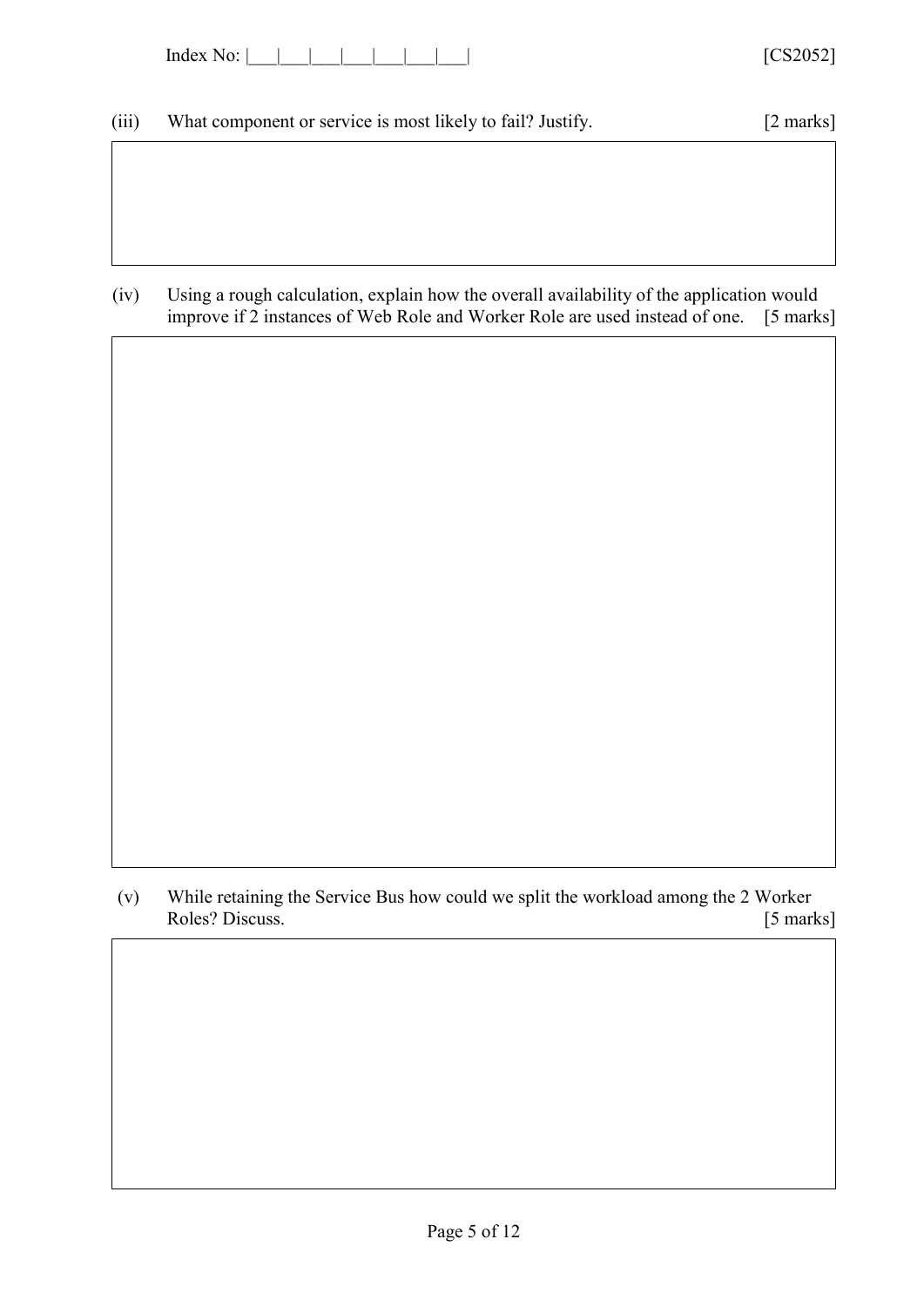(iii) What component or service is most likely to fail? Justify. [2 marks]

(iv) Using a rough calculation, explain how the overall availability of the application would improve if 2 instances of Web Role and Worker Role are used instead of one. [5 marks]

(v) While retaining the Service Bus how could we split the workload among the 2 Worker Roles? Discuss. [5 marks]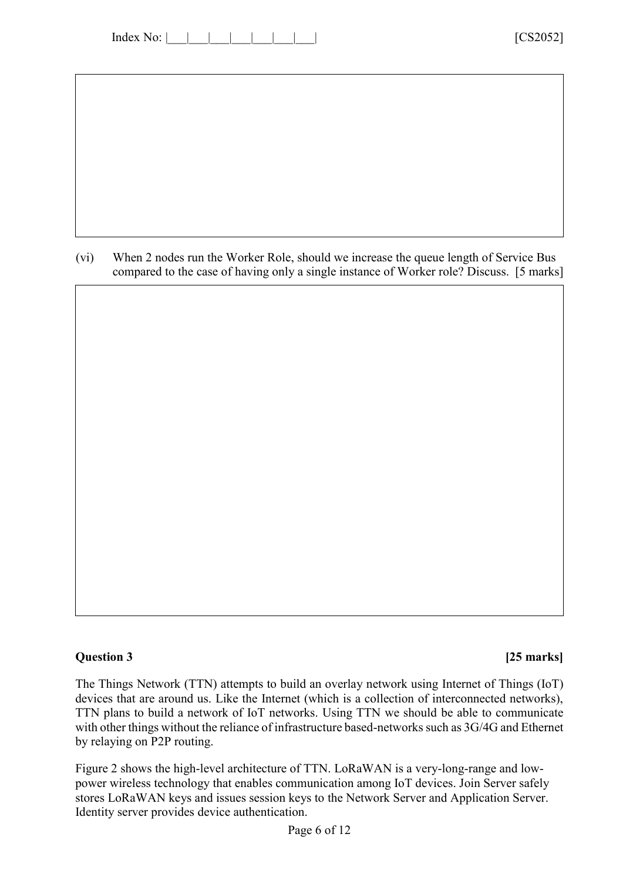(vi) When 2 nodes run the Worker Role, should we increase the queue length of Service Bus compared to the case of having only a single instance of Worker role? Discuss. [5 marks]

**Question 3** **[25 marks]**

The Things Network (TTN) attempts to build an overlay network using Internet of Things (IoT) devices that are around us. Like the Internet (which is a collection of interconnected networks), TTN plans to build a network of IoT networks. Using TTN we should be able to communicate with other things without the reliance of infrastructure based-networks such as 3G/4G and Ethernet by relaying on P2P routing.

Figure 2 shows the high-level architecture of TTN. LoRaWAN is a very-long-range and low-power wireless technology that enables communication among IoT devices. Join Server safely stores LoRaWAN keys and issues session keys to the Network Server and Application Server. Identity server provides device authentication.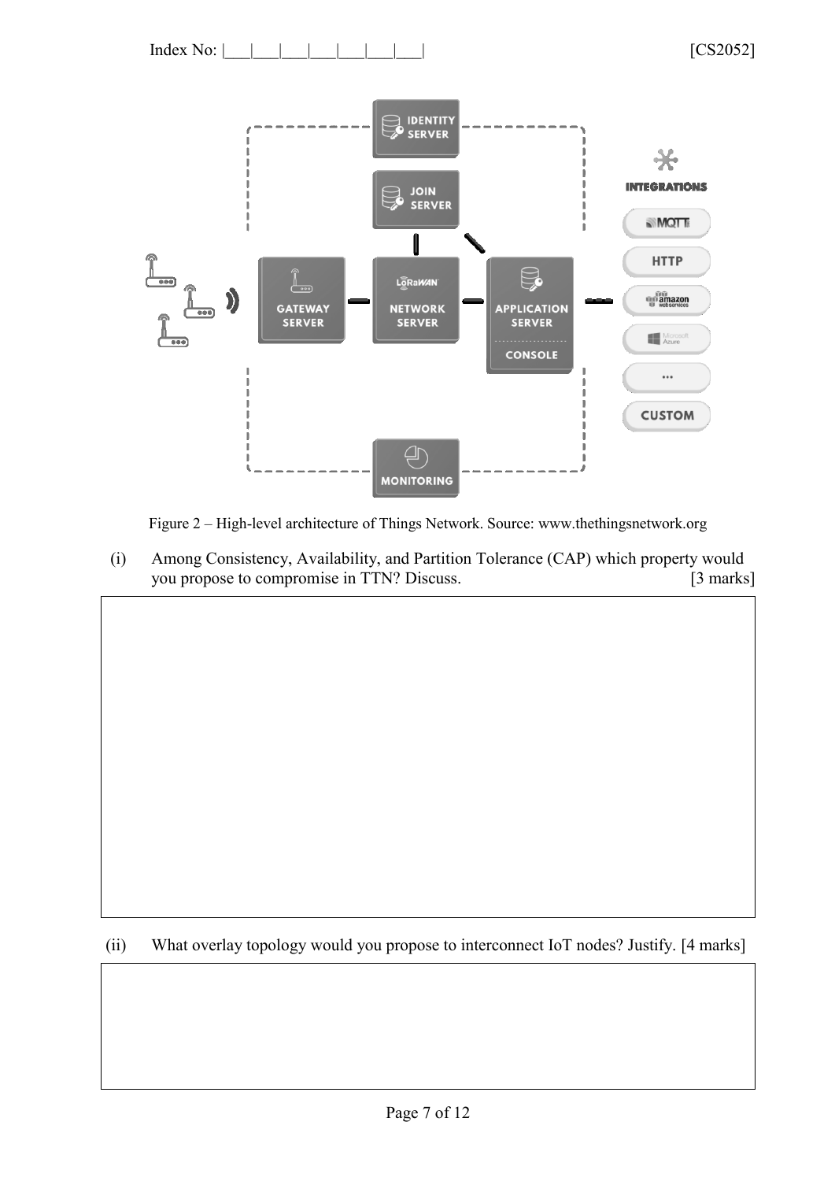Figure 2 – High-level architecture of Things Network. Source: www.thethingsnetwork.org

(i) Among Consistency, Availability, and Partition Tolerance (CAP) which property would you propose to compromise in TTN? Discuss. [3 marks]

(ii) What overlay topology would you propose to interconnect IoT nodes? Justify. [4 marks]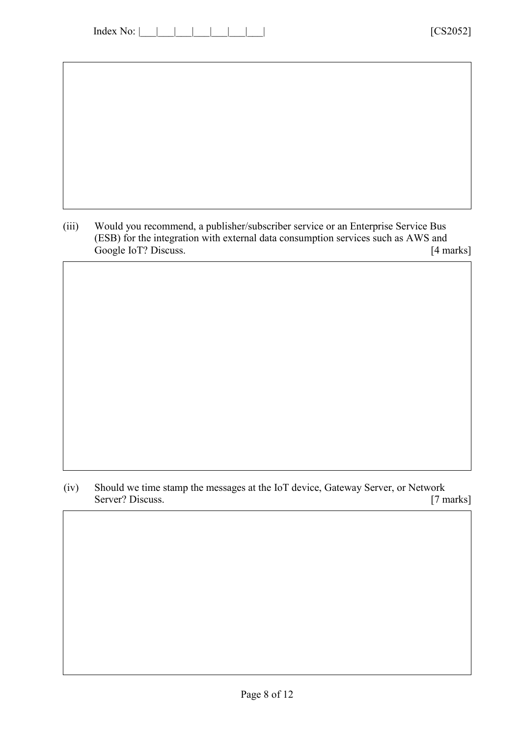(iii) Would you recommend, a publisher/subscriber service or an Enterprise Service Bus (ESB) for the integration with external data consumption services such as AWS and Google IoT? Discuss. [4 marks]

(iv) Should we time stamp the messages at the IoT device, Gateway Server, or Network Server? Discuss. [7 marks]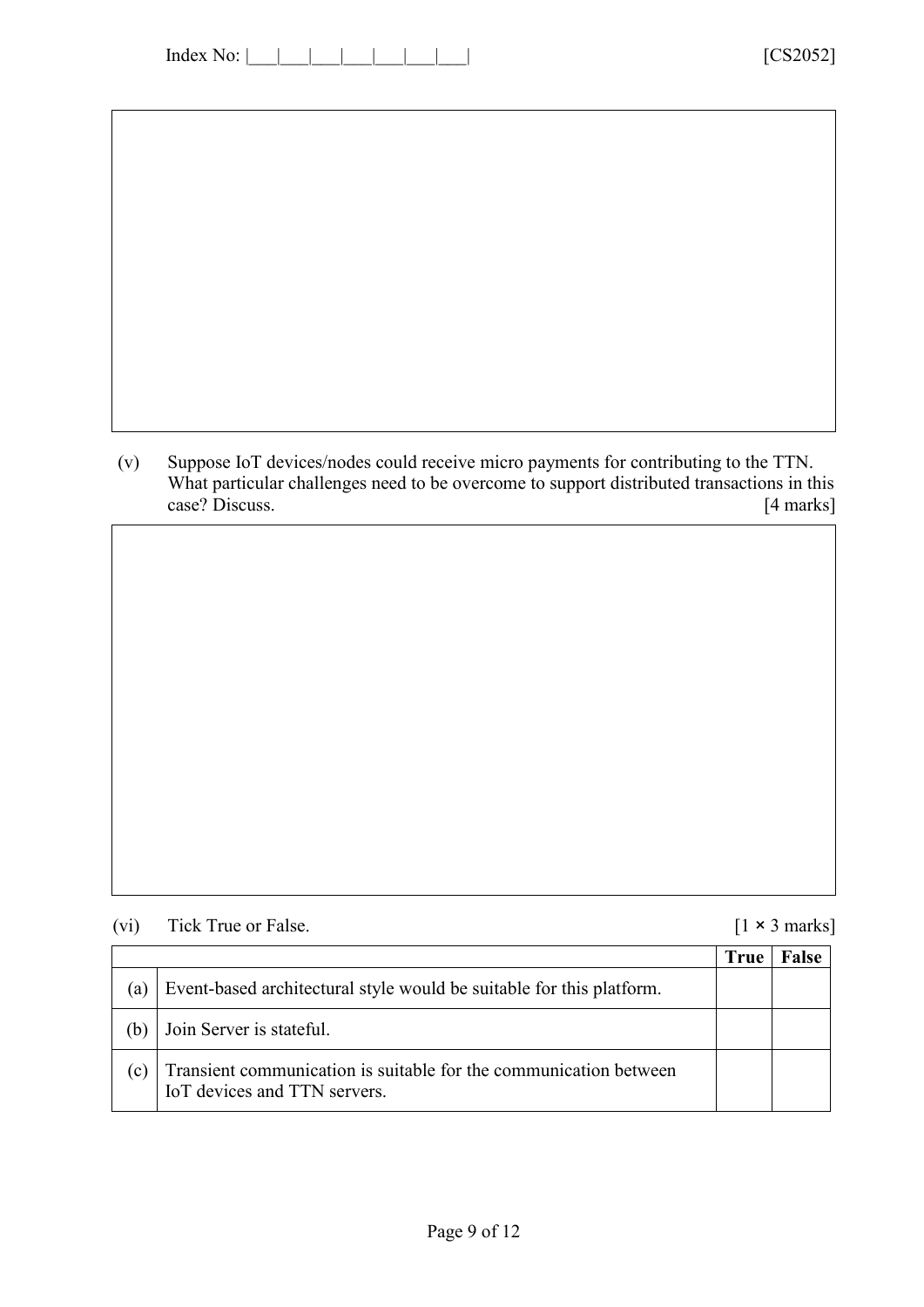(v) Suppose IoT devices/nodes could receive micro payments for contributing to the TTN. What particular challenges need to be overcome to support distributed transactions in this case? Discuss. [4 marks]

(vi) Tick True or False. [1 × 3 marks]

| | | True | False |
|---|---|---|---|
| (a) | Event-based architectural style would be suitable for this platform. | | |
| (b) | Join Server is stateful. | | |
| (c) | Transient communication is suitable for the communication between IoT devices and TTN servers. | | |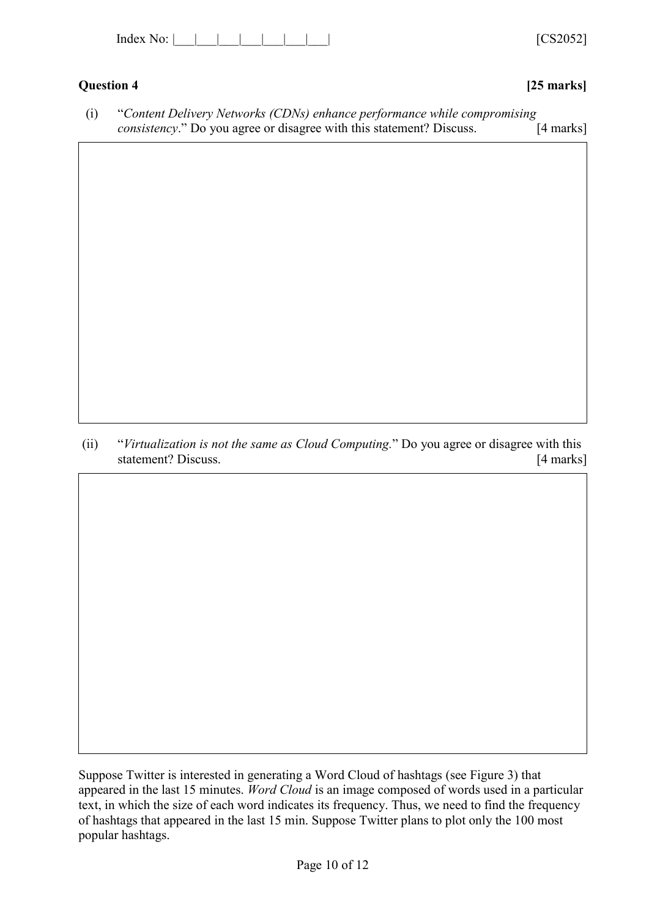## Question 4 **[25 marks]**

(i) "*Content Delivery Networks (CDNs) enhance performance while compromising consistency*." Do you agree or disagree with this statement? Discuss. [4 marks]

(ii) "*Virtualization is not the same as Cloud Computing.*" Do you agree or disagree with this statement? Discuss. [4 marks]

Suppose Twitter is interested in generating a Word Cloud of hashtags (see Figure 3) that appeared in the last 15 minutes. *Word Cloud* is an image composed of words used in a particular text, in which the size of each word indicates its frequency. Thus, we need to find the frequency of hashtags that appeared in the last 15 min. Suppose Twitter plans to plot only the 100 most popular hashtags.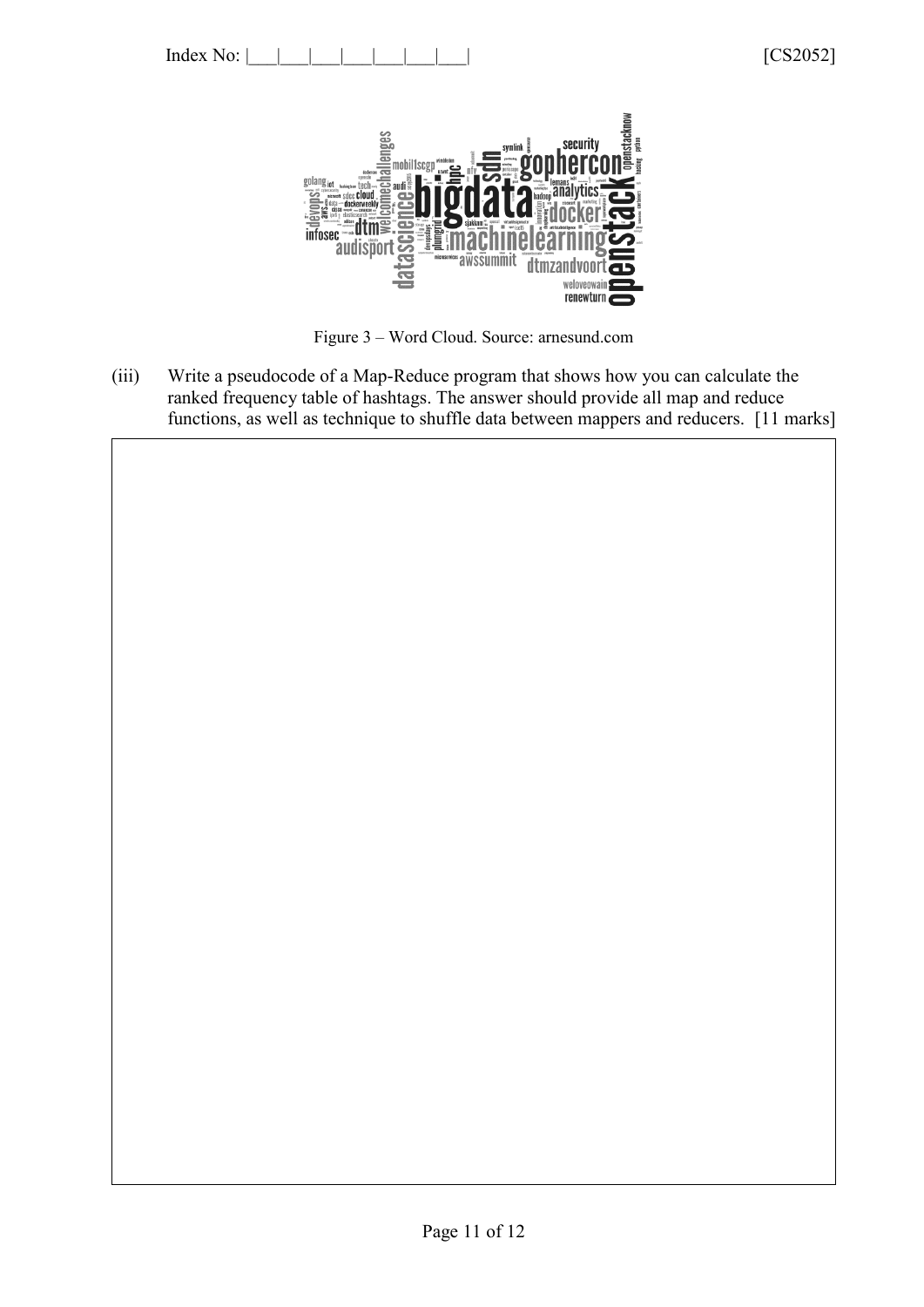Figure 3 – Word Cloud. Source: arnesund.com

(iii) Write a pseudocode of a Map-Reduce program that shows how you can calculate the ranked frequency table of hashtags. The answer should provide all map and reduce functions, as well as technique to shuffle data between mappers and reducers. [11 marks]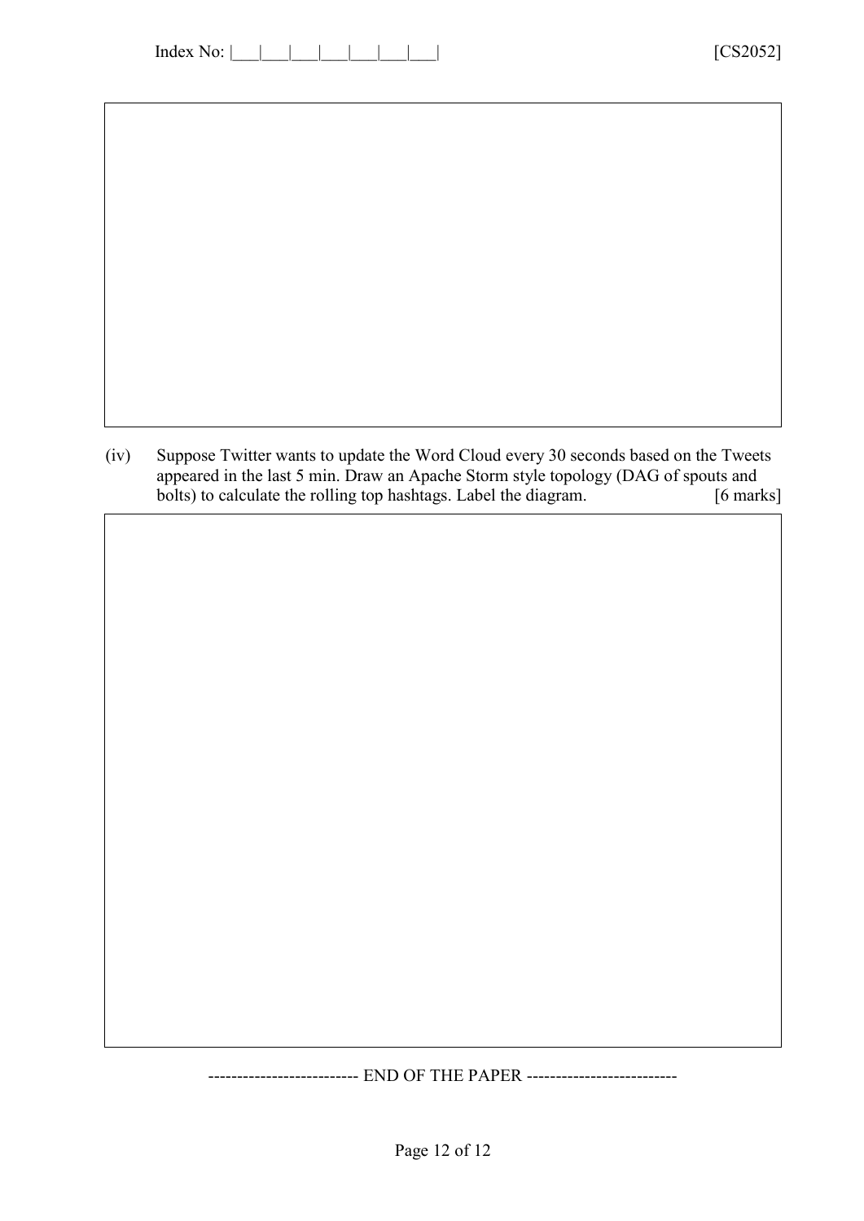(iv) Suppose Twitter wants to update the Word Cloud every 30 seconds based on the Tweets appeared in the last 5 min. Draw an Apache Storm style topology (DAG of spouts and bolts) to calculate the rolling top hashtags. Label the diagram. [6 marks]

-------------------------- END OF THE PAPER --------------------------